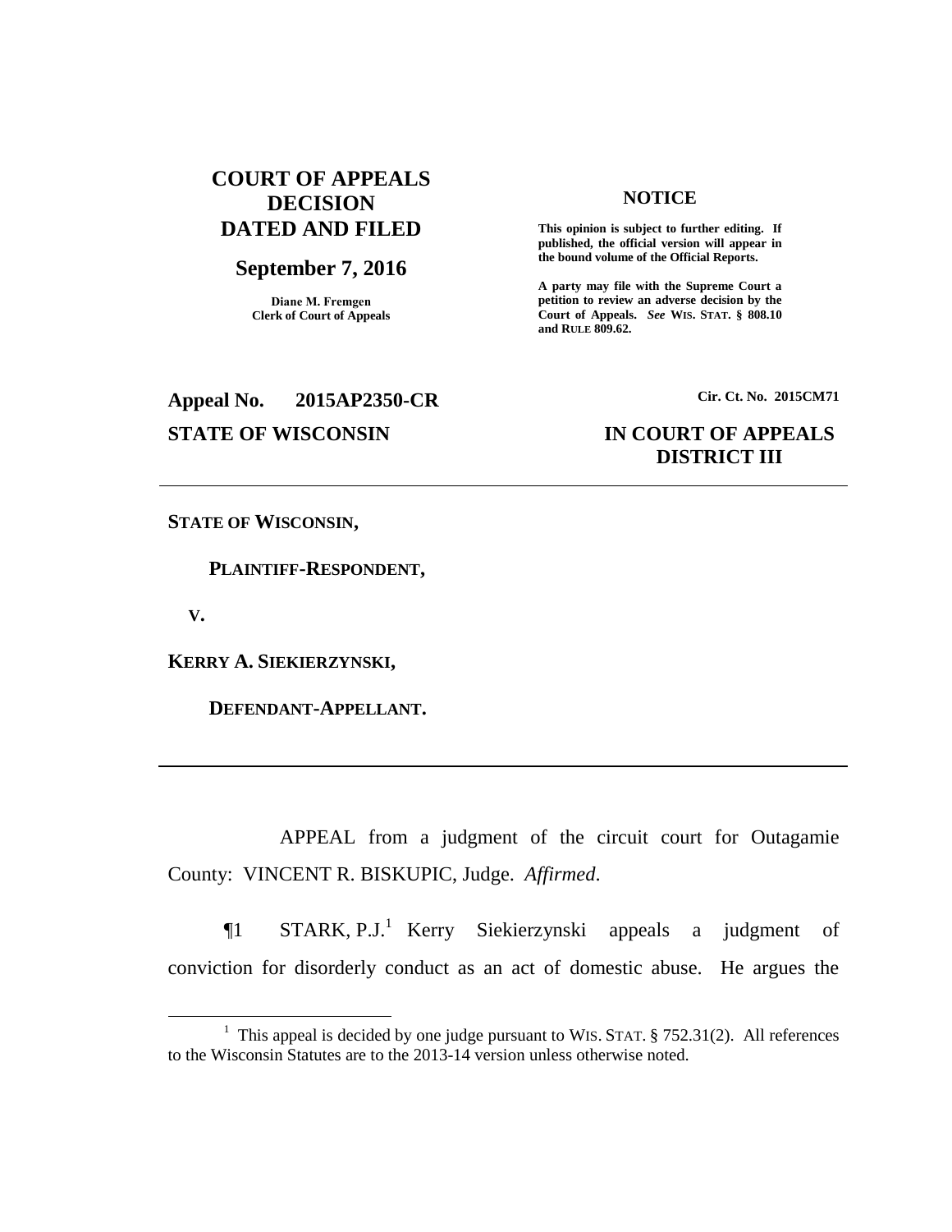# COURT OF APPEALS DECISION DATED AND FILED

## September 7, 2016

**Diane M. Fremgen**
**Clerk of Court of Appeals**

### NOTICE

**This opinion is subject to further editing. If published, the official version will appear in the bound volume of the Official Reports.**

**A party may file with the Supreme Court a petition to review an adverse decision by the Court of Appeals.** ***See*** **WIS. STAT. § 808.10 and RULE 809.62.**

**Appeal No. 2015AP2350-CR** **Cir. Ct. No. 2015CM71**

**STATE OF WISCONSIN** **IN COURT OF APPEALS DISTRICT III**

---

**STATE OF WISCONSIN,**

**PLAINTIFF-RESPONDENT,**

**V.**

**KERRY A. SIEKIERZYNSKI,**

**DEFENDANT-APPELLANT.**

---

APPEAL from a judgment of the circuit court for Outagamie County: VINCENT R. BISKUPIC, Judge. *Affirmed*.

¶1 STARK, P.J.[1] Kerry Siekierzynski appeals a judgment of conviction for disorderly conduct as an act of domestic abuse. He argues the

[1] This appeal is decided by one judge pursuant to WIS. STAT. § 752.31(2). All references to the Wisconsin Statutes are to the 2013-14 version unless otherwise noted.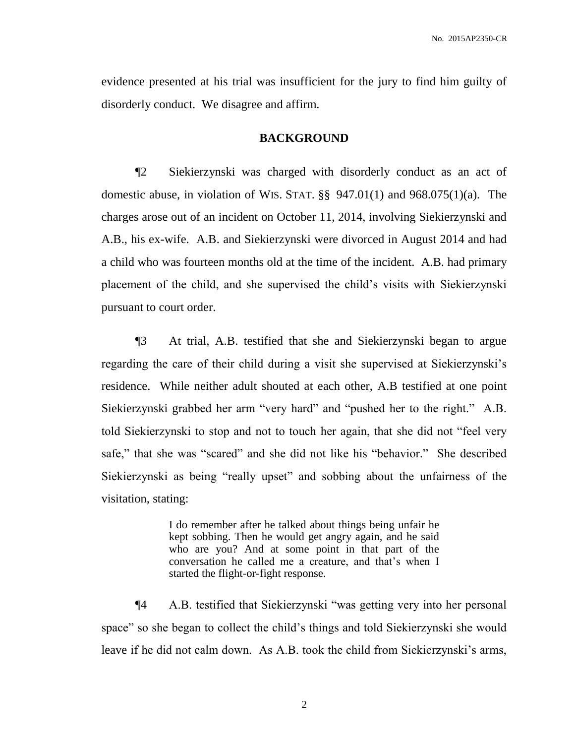evidence presented at his trial was insufficient for the jury to find him guilty of disorderly conduct. We disagree and affirm.

## BACKGROUND

¶2 Siekierzynski was charged with disorderly conduct as an act of domestic abuse, in violation of WIS. STAT. §§ 947.01(1) and 968.075(1)(a). The charges arose out of an incident on October 11, 2014, involving Siekierzynski and A.B., his ex-wife. A.B. and Siekierzynski were divorced in August 2014 and had a child who was fourteen months old at the time of the incident. A.B. had primary placement of the child, and she supervised the child's visits with Siekierzynski pursuant to court order.

¶3 At trial, A.B. testified that she and Siekierzynski began to argue regarding the care of their child during a visit she supervised at Siekierzynski's residence. While neither adult shouted at each other, A.B testified at one point Siekierzynski grabbed her arm "very hard" and "pushed her to the right." A.B. told Siekierzynski to stop and not to touch her again, that she did not "feel very safe," that she was "scared" and she did not like his "behavior." She described Siekierzynski as being "really upset" and sobbing about the unfairness of the visitation, stating:

> I do remember after he talked about things being unfair he kept sobbing. Then he would get angry again, and he said who are you? And at some point in that part of the conversation he called me a creature, and that's when I started the flight-or-fight response.

¶4 A.B. testified that Siekierzynski "was getting very into her personal space" so she began to collect the child's things and told Siekierzynski she would leave if he did not calm down. As A.B. took the child from Siekierzynski's arms,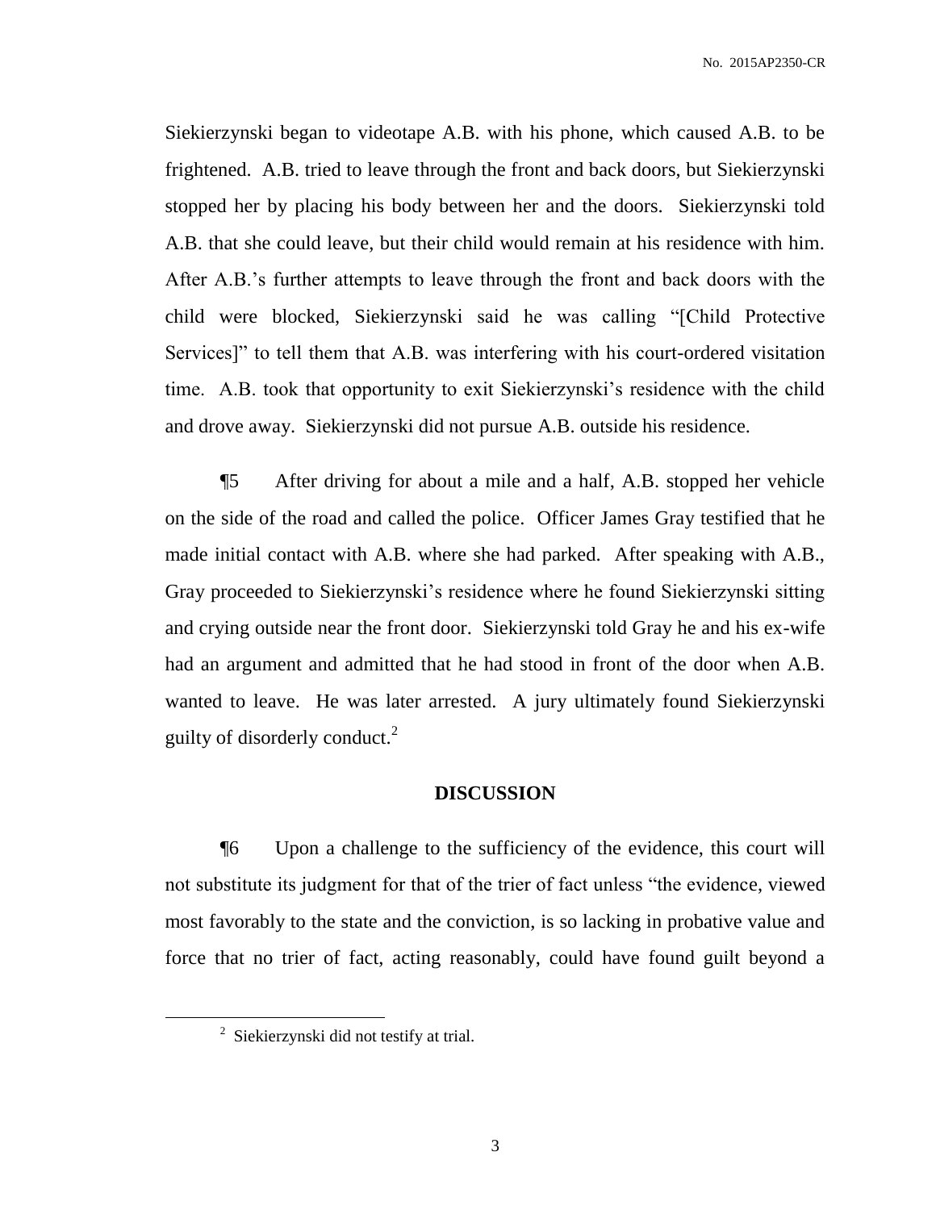Siekierzynski began to videotape A.B. with his phone, which caused A.B. to be frightened. A.B. tried to leave through the front and back doors, but Siekierzynski stopped her by placing his body between her and the doors. Siekierzynski told A.B. that she could leave, but their child would remain at his residence with him. After A.B.'s further attempts to leave through the front and back doors with the child were blocked, Siekierzynski said he was calling "[Child Protective Services]" to tell them that A.B. was interfering with his court-ordered visitation time. A.B. took that opportunity to exit Siekierzynski's residence with the child and drove away. Siekierzynski did not pursue A.B. outside his residence.

¶5 After driving for about a mile and a half, A.B. stopped her vehicle on the side of the road and called the police. Officer James Gray testified that he made initial contact with A.B. where she had parked. After speaking with A.B., Gray proceeded to Siekierzynski's residence where he found Siekierzynski sitting and crying outside near the front door. Siekierzynski told Gray he and his ex-wife had an argument and admitted that he had stood in front of the door when A.B. wanted to leave. He was later arrested. A jury ultimately found Siekierzynski guilty of disorderly conduct.[2]

## DISCUSSION

¶6 Upon a challenge to the sufficiency of the evidence, this court will not substitute its judgment for that of the trier of fact unless "the evidence, viewed most favorably to the state and the conviction, is so lacking in probative value and force that no trier of fact, acting reasonably, could have found guilt beyond a

---

[2] Siekierzynski did not testify at trial.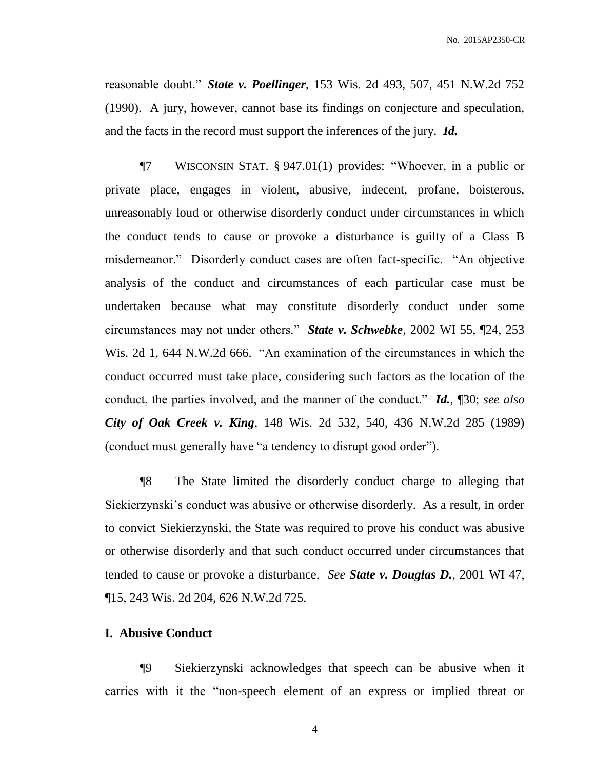reasonable doubt." ***State v. Poellinger***, 153 Wis. 2d 493, 507, 451 N.W.2d 752 (1990). A jury, however, cannot base its findings on conjecture and speculation, and the facts in the record must support the inferences of the jury. ***Id.***

¶7 WISCONSIN STAT. § 947.01(1) provides: "Whoever, in a public or private place, engages in violent, abusive, indecent, profane, boisterous, unreasonably loud or otherwise disorderly conduct under circumstances in which the conduct tends to cause or provoke a disturbance is guilty of a Class B misdemeanor." Disorderly conduct cases are often fact-specific. "An objective analysis of the conduct and circumstances of each particular case must be undertaken because what may constitute disorderly conduct under some circumstances may not under others." ***State v. Schwebke***, 2002 WI 55, ¶24, 253 Wis. 2d 1, 644 N.W.2d 666. "An examination of the circumstances in which the conduct occurred must take place, considering such factors as the location of the conduct, the parties involved, and the manner of the conduct." ***Id.***, ¶30; *see also* ***City of Oak Creek v. King***, 148 Wis. 2d 532, 540, 436 N.W.2d 285 (1989) (conduct must generally have "a tendency to disrupt good order").

¶8 The State limited the disorderly conduct charge to alleging that Siekierzynski's conduct was abusive or otherwise disorderly. As a result, in order to convict Siekierzynski, the State was required to prove his conduct was abusive or otherwise disorderly and that such conduct occurred under circumstances that tended to cause or provoke a disturbance. *See* ***State v. Douglas D.***, 2001 WI 47, ¶15, 243 Wis. 2d 204, 626 N.W.2d 725.

## I. Abusive Conduct

¶9 Siekierzynski acknowledges that speech can be abusive when it carries with it the "non-speech element of an express or implied threat or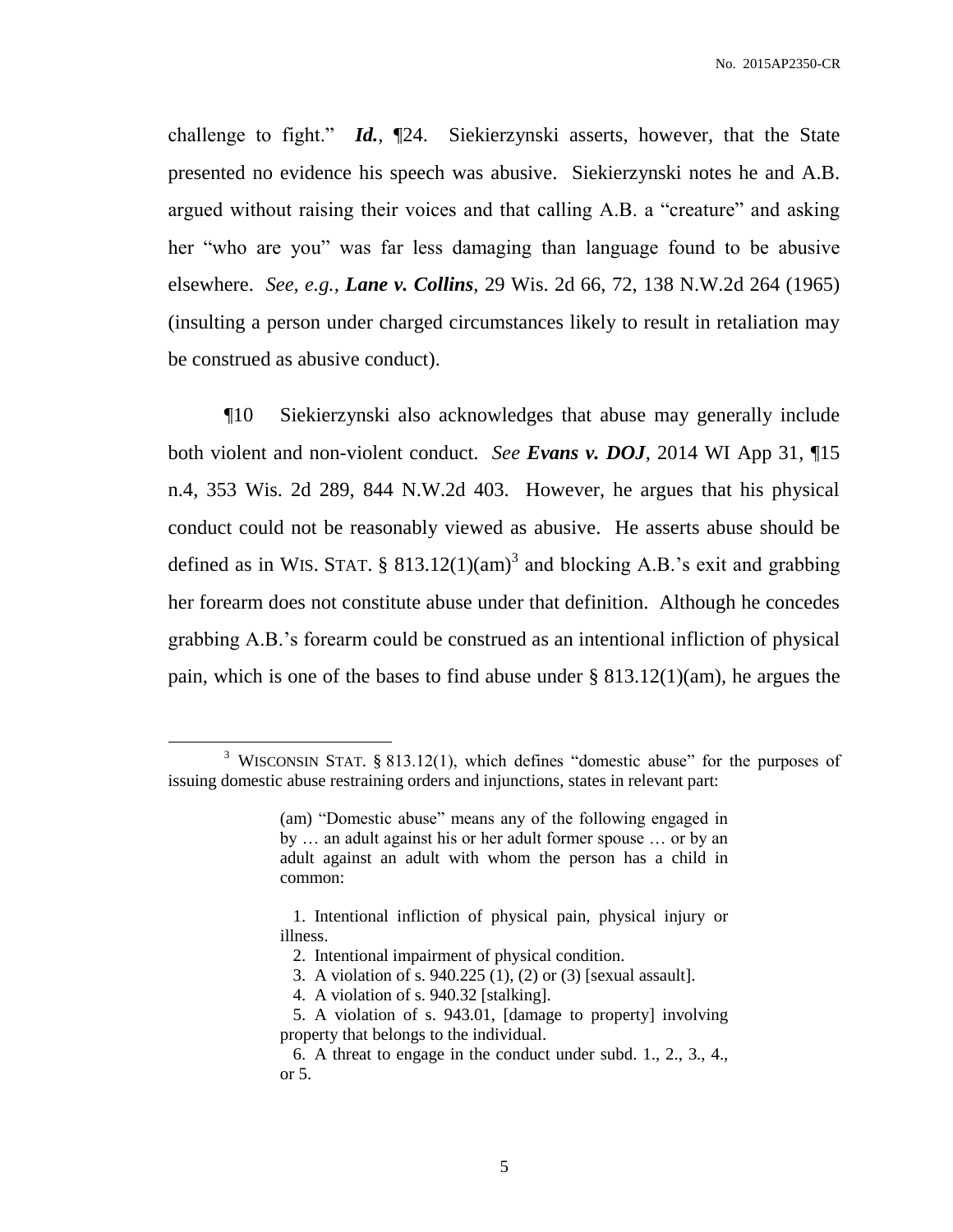challenge to fight." ***Id.***, ¶24. Siekierzynski asserts, however, that the State presented no evidence his speech was abusive. Siekierzynski notes he and A.B. argued without raising their voices and that calling A.B. a "creature" and asking her "who are you" was far less damaging than language found to be abusive elsewhere. *See, e.g.,* ***Lane v. Collins***, 29 Wis. 2d 66, 72, 138 N.W.2d 264 (1965) (insulting a person under charged circumstances likely to result in retaliation may be construed as abusive conduct).

¶10 Siekierzynski also acknowledges that abuse may generally include both violent and non-violent conduct. *See* ***Evans v. DOJ***, 2014 WI App 31, ¶15 n.4, 353 Wis. 2d 289, 844 N.W.2d 403. However, he argues that his physical conduct could not be reasonably viewed as abusive. He asserts abuse should be defined as in WIS. STAT. § 813.12(1)(am)[3] and blocking A.B.'s exit and grabbing her forearm does not constitute abuse under that definition. Although he concedes grabbing A.B.'s forearm could be construed as an intentional infliction of physical pain, which is one of the bases to find abuse under § 813.12(1)(am), he argues the

---

[3] WISCONSIN STAT. § 813.12(1), which defines "domestic abuse" for the purposes of issuing domestic abuse restraining orders and injunctions, states in relevant part:

> (am) "Domestic abuse" means any of the following engaged in by … an adult against his or her adult former spouse … or by an adult against an adult with whom the person has a child in common:
>
> 1. Intentional infliction of physical pain, physical injury or illness.
> 2. Intentional impairment of physical condition.
> 3. A violation of s. 940.225 (1), (2) or (3) [sexual assault].
> 4. A violation of s. 940.32 [stalking].
> 5. A violation of s. 943.01, [damage to property] involving property that belongs to the individual.
> 6. A threat to engage in the conduct under subd. 1., 2., 3., 4., or 5.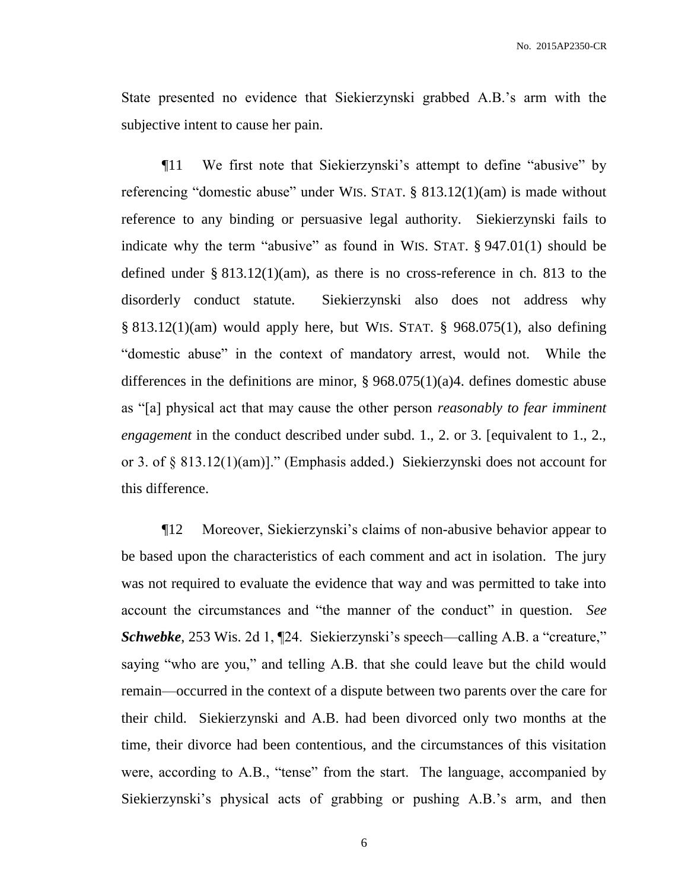State presented no evidence that Siekierzynski grabbed A.B.'s arm with the subjective intent to cause her pain.

¶11 We first note that Siekierzynski's attempt to define "abusive" by referencing "domestic abuse" under WIS. STAT. § 813.12(1)(am) is made without reference to any binding or persuasive legal authority. Siekierzynski fails to indicate why the term "abusive" as found in WIS. STAT. § 947.01(1) should be defined under § 813.12(1)(am), as there is no cross-reference in ch. 813 to the disorderly conduct statute. Siekierzynski also does not address why § 813.12(1)(am) would apply here, but WIS. STAT. § 968.075(1), also defining "domestic abuse" in the context of mandatory arrest, would not. While the differences in the definitions are minor, § 968.075(1)(a)4. defines domestic abuse as "[a] physical act that may cause the other person *reasonably to fear imminent engagement* in the conduct described under subd. 1., 2. or 3. [equivalent to 1., 2., or 3. of § 813.12(1)(am)]." (Emphasis added.) Siekierzynski does not account for this difference.

¶12 Moreover, Siekierzynski's claims of non-abusive behavior appear to be based upon the characteristics of each comment and act in isolation. The jury was not required to evaluate the evidence that way and was permitted to take into account the circumstances and "the manner of the conduct" in question. *See* ***Schwebke***, 253 Wis. 2d 1, ¶24. Siekierzynski's speech—calling A.B. a "creature," saying "who are you," and telling A.B. that she could leave but the child would remain—occurred in the context of a dispute between two parents over the care for their child. Siekierzynski and A.B. had been divorced only two months at the time, their divorce had been contentious, and the circumstances of this visitation were, according to A.B., "tense" from the start. The language, accompanied by Siekierzynski's physical acts of grabbing or pushing A.B.'s arm, and then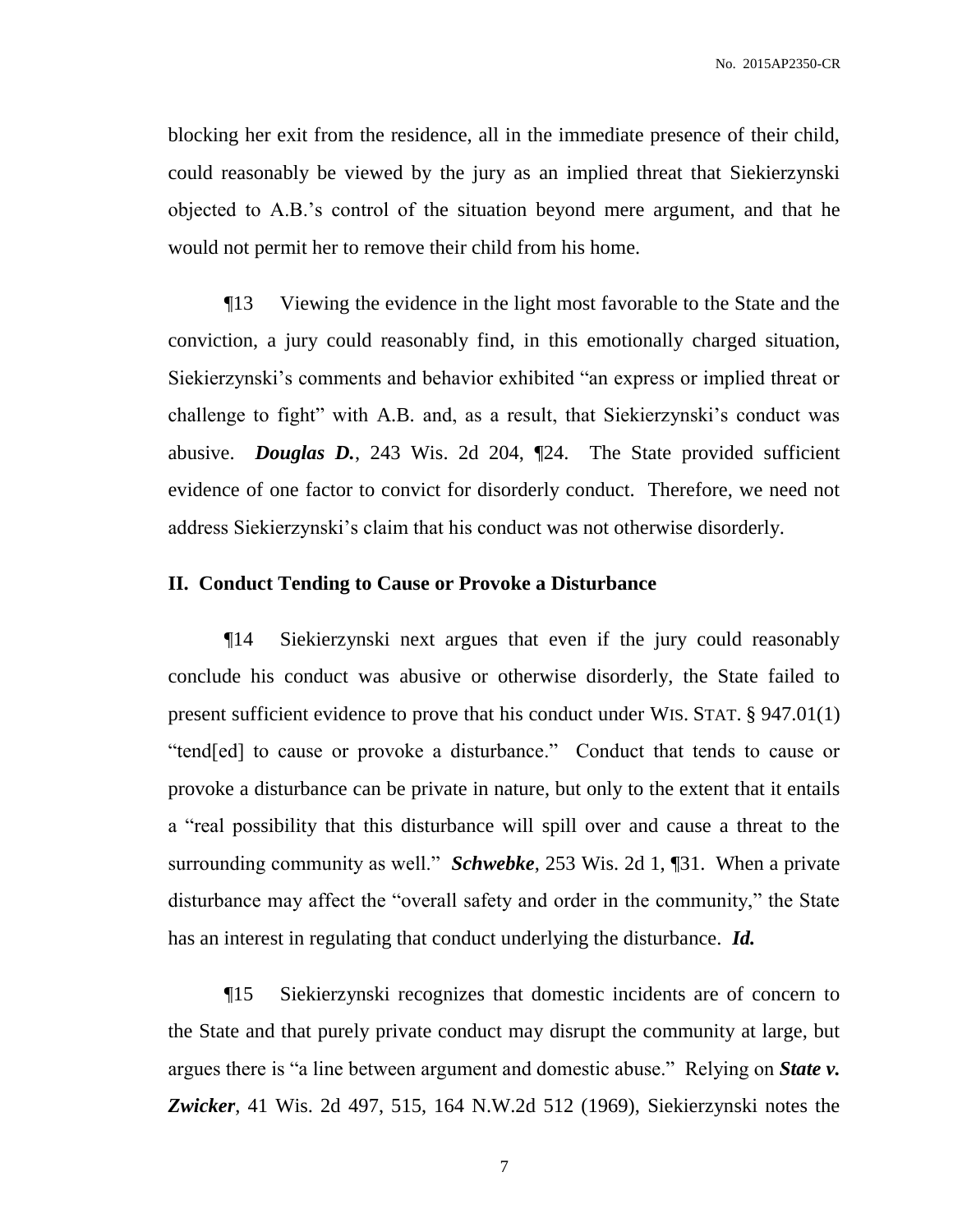blocking her exit from the residence, all in the immediate presence of their child, could reasonably be viewed by the jury as an implied threat that Siekierzynski objected to A.B.'s control of the situation beyond mere argument, and that he would not permit her to remove their child from his home.

¶13 Viewing the evidence in the light most favorable to the State and the conviction, a jury could reasonably find, in this emotionally charged situation, Siekierzynski's comments and behavior exhibited "an express or implied threat or challenge to fight" with A.B. and, as a result, that Siekierzynski's conduct was abusive. ***Douglas D.***, 243 Wis. 2d 204, ¶24. The State provided sufficient evidence of one factor to convict for disorderly conduct. Therefore, we need not address Siekierzynski's claim that his conduct was not otherwise disorderly.

### II. Conduct Tending to Cause or Provoke a Disturbance

¶14 Siekierzynski next argues that even if the jury could reasonably conclude his conduct was abusive or otherwise disorderly, the State failed to present sufficient evidence to prove that his conduct under WIS. STAT. § 947.01(1) "tend[ed] to cause or provoke a disturbance." Conduct that tends to cause or provoke a disturbance can be private in nature, but only to the extent that it entails a "real possibility that this disturbance will spill over and cause a threat to the surrounding community as well." ***Schwebke***, 253 Wis. 2d 1, ¶31. When a private disturbance may affect the "overall safety and order in the community," the State has an interest in regulating that conduct underlying the disturbance. ***Id.***

¶15 Siekierzynski recognizes that domestic incidents are of concern to the State and that purely private conduct may disrupt the community at large, but argues there is "a line between argument and domestic abuse." Relying on ***State v. Zwicker***, 41 Wis. 2d 497, 515, 164 N.W.2d 512 (1969), Siekierzynski notes the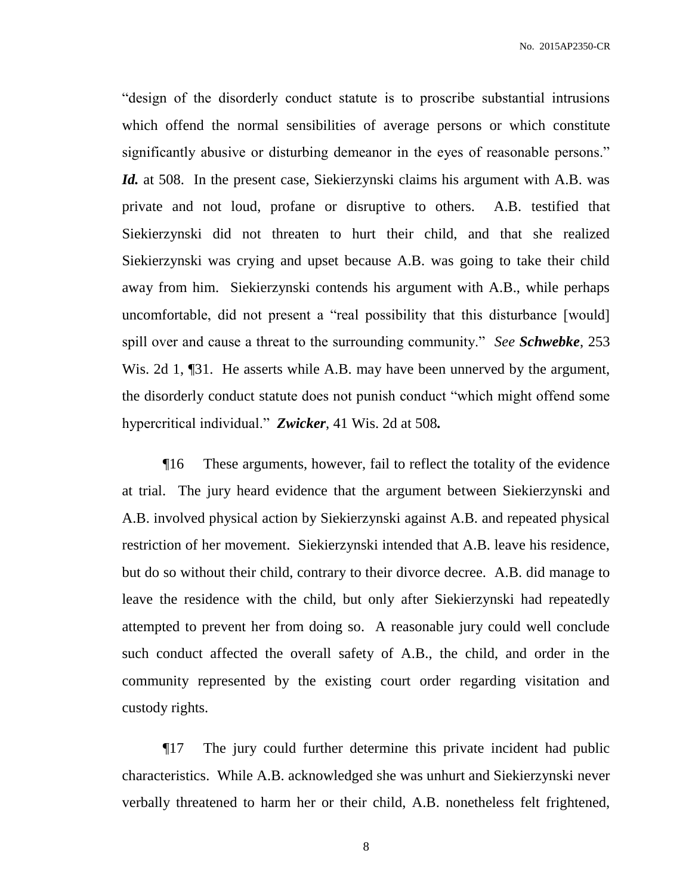"design of the disorderly conduct statute is to proscribe substantial intrusions which offend the normal sensibilities of average persons or which constitute significantly abusive or disturbing demeanor in the eyes of reasonable persons." ***Id.*** at 508. In the present case, Siekierzynski claims his argument with A.B. was private and not loud, profane or disruptive to others. A.B. testified that Siekierzynski did not threaten to hurt their child, and that she realized Siekierzynski was crying and upset because A.B. was going to take their child away from him. Siekierzynski contends his argument with A.B., while perhaps uncomfortable, did not present a "real possibility that this disturbance [would] spill over and cause a threat to the surrounding community." *See **Schwebke***, 253 Wis. 2d 1, ¶31. He asserts while A.B. may have been unnerved by the argument, the disorderly conduct statute does not punish conduct "which might offend some hypercritical individual." ***Zwicker***, 41 Wis. 2d at 508**.**

¶16 These arguments, however, fail to reflect the totality of the evidence at trial. The jury heard evidence that the argument between Siekierzynski and A.B. involved physical action by Siekierzynski against A.B. and repeated physical restriction of her movement. Siekierzynski intended that A.B. leave his residence, but do so without their child, contrary to their divorce decree. A.B. did manage to leave the residence with the child, but only after Siekierzynski had repeatedly attempted to prevent her from doing so. A reasonable jury could well conclude such conduct affected the overall safety of A.B., the child, and order in the community represented by the existing court order regarding visitation and custody rights.

¶17 The jury could further determine this private incident had public characteristics. While A.B. acknowledged she was unhurt and Siekierzynski never verbally threatened to harm her or their child, A.B. nonetheless felt frightened,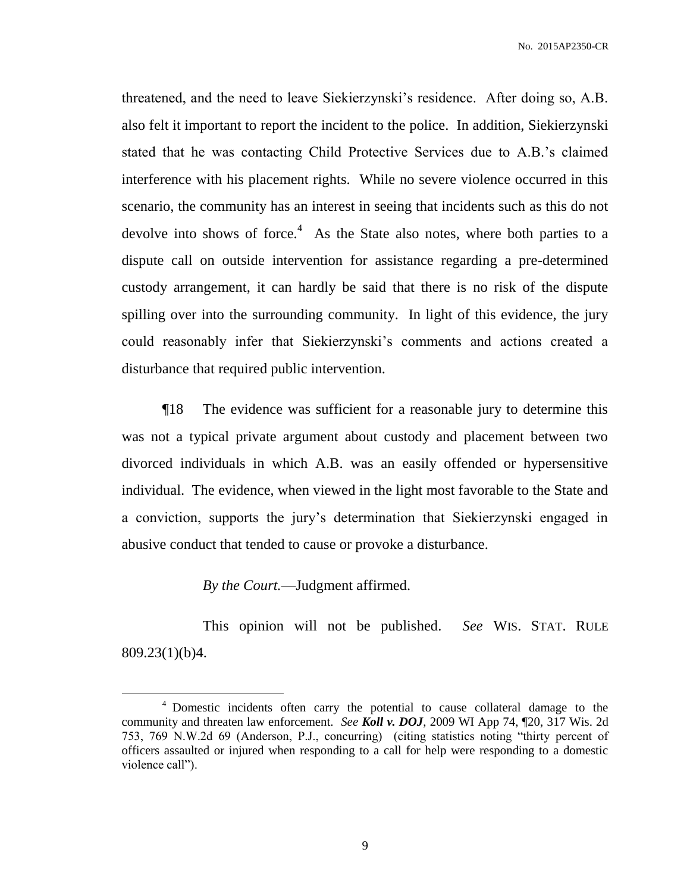threatened, and the need to leave Siekierzynski's residence. After doing so, A.B. also felt it important to report the incident to the police. In addition, Siekierzynski stated that he was contacting Child Protective Services due to A.B.'s claimed interference with his placement rights. While no severe violence occurred in this scenario, the community has an interest in seeing that incidents such as this do not devolve into shows of force.[4] As the State also notes, where both parties to a dispute call on outside intervention for assistance regarding a pre-determined custody arrangement, it can hardly be said that there is no risk of the dispute spilling over into the surrounding community. In light of this evidence, the jury could reasonably infer that Siekierzynski's comments and actions created a disturbance that required public intervention.

¶18 The evidence was sufficient for a reasonable jury to determine this was not a typical private argument about custody and placement between two divorced individuals in which A.B. was an easily offended or hypersensitive individual. The evidence, when viewed in the light most favorable to the State and a conviction, supports the jury's determination that Siekierzynski engaged in abusive conduct that tended to cause or provoke a disturbance.

*By the Court.*—Judgment affirmed.

This opinion will not be published. *See* WIS. STAT. RULE 809.23(1)(b)4.

---

[4] Domestic incidents often carry the potential to cause collateral damage to the community and threaten law enforcement. *See **Koll v. DOJ***, 2009 WI App 74, ¶20, 317 Wis. 2d 753, 769 N.W.2d 69 (Anderson, P.J., concurring) (citing statistics noting "thirty percent of officers assaulted or injured when responding to a call for help were responding to a domestic violence call").